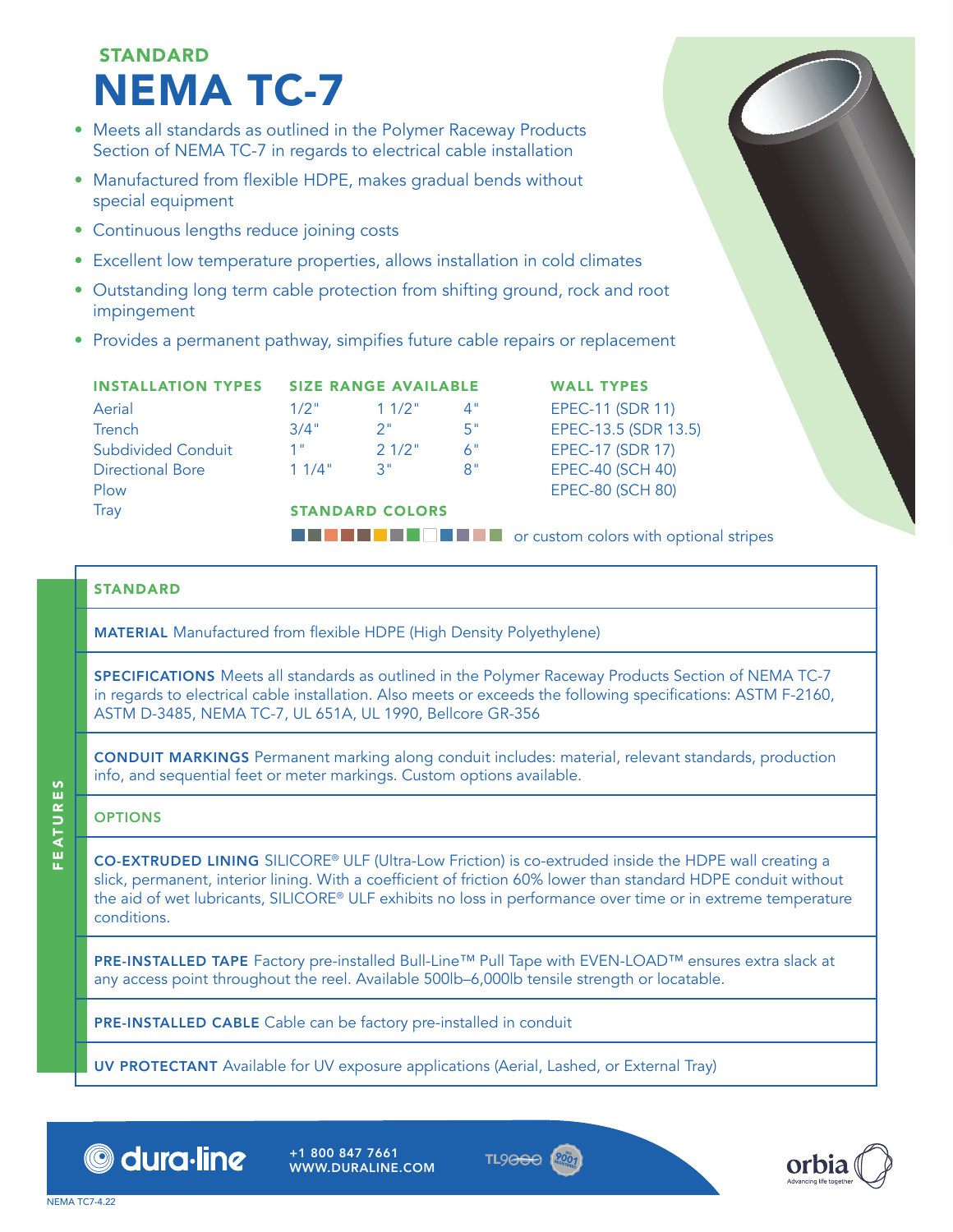## STANDARD

# NEMA TC-7

- Meets all standards as outlined in the Polymer Raceway Products Section of NEMA TC-7 in regards to electrical cable installation
- Manufactured from flexible HDPE, makes gradual bends without special equipment
- Continuous lengths reduce joining costs
- Excellent low temperature properties, allows installation in cold climates
- Outstanding long term cable protection from shifting ground, rock and root impingement
- Provides a permanent pathway, simpifies future cable repairs or replacement

**INSTALLATION TYPES**

Aerial
Trench
Subdivided Conduit
Directional Bore
Plow
Tray

**SIZE RANGE AVAILABLE**

| | | |
|---|---|---|
| 1/2" | 1 1/2" | 4" |
| 3/4" | 2" | 5" |
| 1" | 2 1/2" | 6" |
| 1 1/4" | 3" | 8" |

**WALL TYPES**

EPEC-11 (SDR 11)
EPEC-13.5 (SDR 13.5)
EPEC-17 (SDR 17)
EPEC-40 (SCH 40)
EPEC-80 (SCH 80)

**STANDARD COLORS**

or custom colors with optional stripes

## FEATURES

### STANDARD

**MATERIAL** Manufactured from flexible HDPE (High Density Polyethylene)

**SPECIFICATIONS** Meets all standards as outlined in the Polymer Raceway Products Section of NEMA TC-7 in regards to electrical cable installation. Also meets or exceeds the following specifications: ASTM F-2160, ASTM D-3485, NEMA TC-7, UL 651A, UL 1990, Bellcore GR-356

**CONDUIT MARKINGS** Permanent marking along conduit includes: material, relevant standards, production info, and sequential feet or meter markings. Custom options available.

### OPTIONS

**CO-EXTRUDED LINING** SILICORE® ULF (Ultra-Low Friction) is co-extruded inside the HDPE wall creating a slick, permanent, interior lining. With a coefficient of friction 60% lower than standard HDPE conduit without the aid of wet lubricants, SILICORE® ULF exhibits no loss in performance over time or in extreme temperature conditions.

**PRE-INSTALLED TAPE** Factory pre-installed Bull-Line™ Pull Tape with EVEN-LOAD™ ensures extra slack at any access point throughout the reel. Available 500lb–6,000lb tensile strength or locatable.

**PRE-INSTALLED CABLE** Cable can be factory pre-installed in conduit

**UV PROTECTANT** Available for UV exposure applications (Aerial, Lashed, or External Tray)

dura·line +1 800 847 7661 WWW.DURALINE.COM

TL9000 ISO 9001

orbia Advancing life together

NEMA TC7-4.22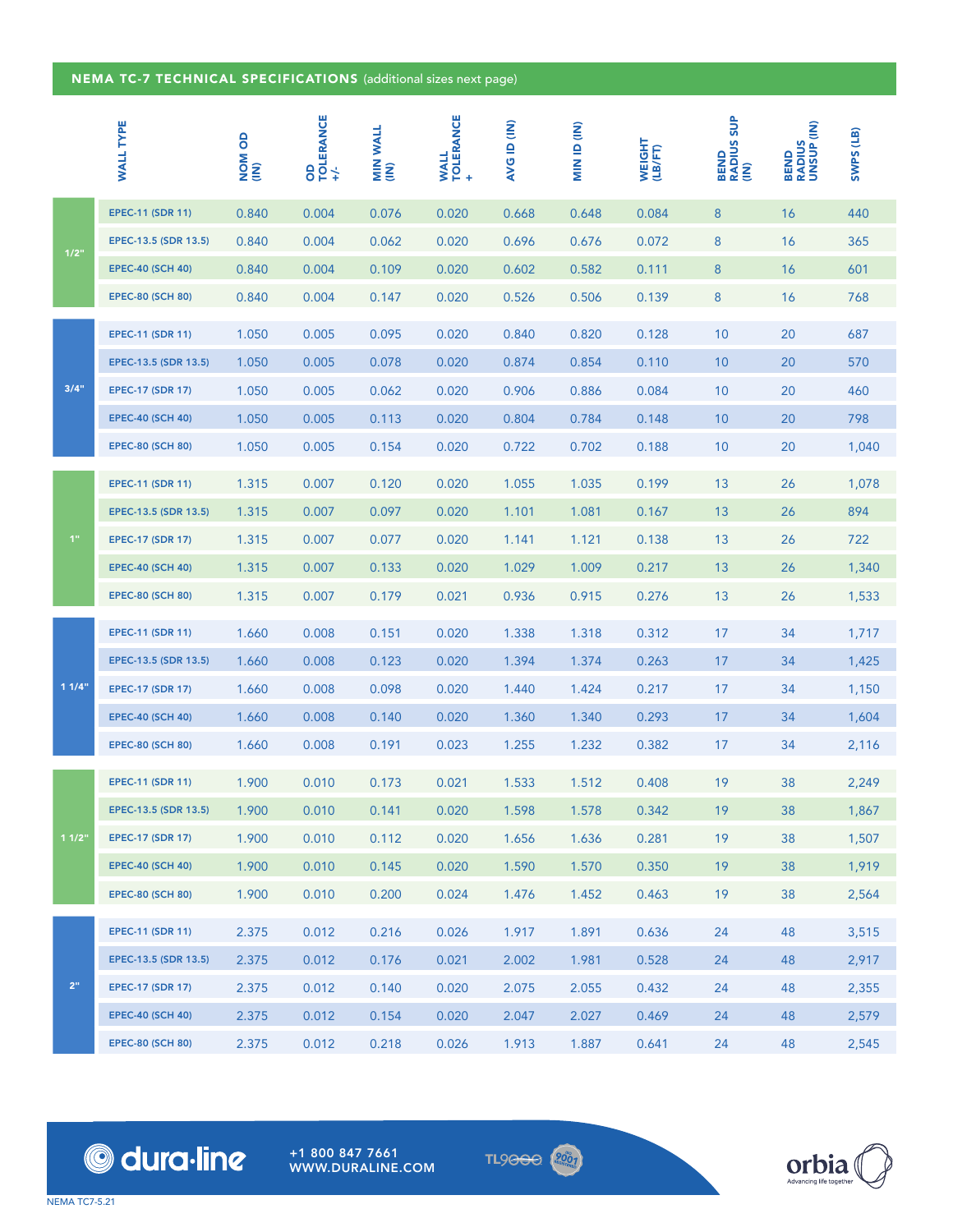## NEMA TC-7 TECHNICAL SPECIFICATIONS (additional sizes next page)

| | WALL TYPE | NOM OD (IN) | OD TOLERANCE +/- | MIN WALL (IN) | WALL TOLERANCE + | AVG ID (IN) | MIN ID (IN) | WEIGHT (LB/FT) | BEND RADIUS SUP (IN) | BEND RADIUS UNSUP (IN) | SWPS (LB) |
|---|---|---|---|---|---|---|---|---|---|---|---|
| 1/2" | EPEC-11 (SDR 11) | 0.840 | 0.004 | 0.076 | 0.020 | 0.668 | 0.648 | 0.084 | 8 | 16 | 440 |
| | EPEC-13.5 (SDR 13.5) | 0.840 | 0.004 | 0.062 | 0.020 | 0.696 | 0.676 | 0.072 | 8 | 16 | 365 |
| | EPEC-40 (SCH 40) | 0.840 | 0.004 | 0.109 | 0.020 | 0.602 | 0.582 | 0.111 | 8 | 16 | 601 |
| | EPEC-80 (SCH 80) | 0.840 | 0.004 | 0.147 | 0.020 | 0.526 | 0.506 | 0.139 | 8 | 16 | 768 |
| 3/4" | EPEC-11 (SDR 11) | 1.050 | 0.005 | 0.095 | 0.020 | 0.840 | 0.820 | 0.128 | 10 | 20 | 687 |
| | EPEC-13.5 (SDR 13.5) | 1.050 | 0.005 | 0.078 | 0.020 | 0.874 | 0.854 | 0.110 | 10 | 20 | 570 |
| | EPEC-17 (SDR 17) | 1.050 | 0.005 | 0.062 | 0.020 | 0.906 | 0.886 | 0.084 | 10 | 20 | 460 |
| | EPEC-40 (SCH 40) | 1.050 | 0.005 | 0.113 | 0.020 | 0.804 | 0.784 | 0.148 | 10 | 20 | 798 |
| | EPEC-80 (SCH 80) | 1.050 | 0.005 | 0.154 | 0.020 | 0.722 | 0.702 | 0.188 | 10 | 20 | 1,040 |
| 1" | EPEC-11 (SDR 11) | 1.315 | 0.007 | 0.120 | 0.020 | 1.055 | 1.035 | 0.199 | 13 | 26 | 1,078 |
| | EPEC-13.5 (SDR 13.5) | 1.315 | 0.007 | 0.097 | 0.020 | 1.101 | 1.081 | 0.167 | 13 | 26 | 894 |
| | EPEC-17 (SDR 17) | 1.315 | 0.007 | 0.077 | 0.020 | 1.141 | 1.121 | 0.138 | 13 | 26 | 722 |
| | EPEC-40 (SCH 40) | 1.315 | 0.007 | 0.133 | 0.020 | 1.029 | 1.009 | 0.217 | 13 | 26 | 1,340 |
| | EPEC-80 (SCH 80) | 1.315 | 0.007 | 0.179 | 0.021 | 0.936 | 0.915 | 0.276 | 13 | 26 | 1,533 |
| 1 1/4" | EPEC-11 (SDR 11) | 1.660 | 0.008 | 0.151 | 0.020 | 1.338 | 1.318 | 0.312 | 17 | 34 | 1,717 |
| | EPEC-13.5 (SDR 13.5) | 1.660 | 0.008 | 0.123 | 0.020 | 1.394 | 1.374 | 0.263 | 17 | 34 | 1,425 |
| | EPEC-17 (SDR 17) | 1.660 | 0.008 | 0.098 | 0.020 | 1.440 | 1.424 | 0.217 | 17 | 34 | 1,150 |
| | EPEC-40 (SCH 40) | 1.660 | 0.008 | 0.140 | 0.020 | 1.360 | 1.340 | 0.293 | 17 | 34 | 1,604 |
| | EPEC-80 (SCH 80) | 1.660 | 0.008 | 0.191 | 0.023 | 1.255 | 1.232 | 0.382 | 17 | 34 | 2,116 |
| 1 1/2" | EPEC-11 (SDR 11) | 1.900 | 0.010 | 0.173 | 0.021 | 1.533 | 1.512 | 0.408 | 19 | 38 | 2,249 |
| | EPEC-13.5 (SDR 13.5) | 1.900 | 0.010 | 0.141 | 0.020 | 1.598 | 1.578 | 0.342 | 19 | 38 | 1,867 |
| | EPEC-17 (SDR 17) | 1.900 | 0.010 | 0.112 | 0.020 | 1.656 | 1.636 | 0.281 | 19 | 38 | 1,507 |
| | EPEC-40 (SCH 40) | 1.900 | 0.010 | 0.145 | 0.020 | 1.590 | 1.570 | 0.350 | 19 | 38 | 1,919 |
| | EPEC-80 (SCH 80) | 1.900 | 0.010 | 0.200 | 0.024 | 1.476 | 1.452 | 0.463 | 19 | 38 | 2,564 |
| 2" | EPEC-11 (SDR 11) | 2.375 | 0.012 | 0.216 | 0.026 | 1.917 | 1.891 | 0.636 | 24 | 48 | 3,515 |
| | EPEC-13.5 (SDR 13.5) | 2.375 | 0.012 | 0.176 | 0.021 | 2.002 | 1.981 | 0.528 | 24 | 48 | 2,917 |
| | EPEC-17 (SDR 17) | 2.375 | 0.012 | 0.140 | 0.020 | 2.075 | 2.055 | 0.432 | 24 | 48 | 2,355 |
| | EPEC-40 (SCH 40) | 2.375 | 0.012 | 0.154 | 0.020 | 2.047 | 2.027 | 0.469 | 24 | 48 | 2,579 |
| | EPEC-80 (SCH 80) | 2.375 | 0.012 | 0.218 | 0.026 | 1.913 | 1.887 | 0.641 | 24 | 48 | 2,545 |

dura·line

+1 800 847 7661
WWW.DURALINE.COM

TL9000 ISO 9001 REGISTERED

orbia Advancing life together

NEMA TC7-5.21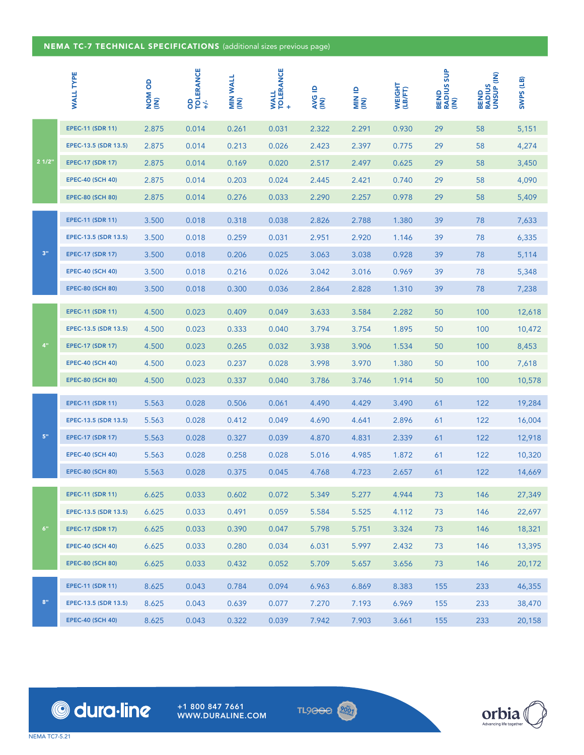## NEMA TC-7 TECHNICAL SPECIFICATIONS (additional sizes previous page)

| | WALL TYPE | NOM OD (IN) | OD TOLERANCE +/- | MIN WALL (IN) | WALL TOLERANCE + | AVG ID (IN) | MIN ID (IN) | WEIGHT (LB/FT) | BEND RADIUS SUP (IN) | BEND RADIUS UNSUP (IN) | SWPS (LB) |
|---|---|---|---|---|---|---|---|---|---|---|---|
| 2 1/2" | EPEC-11 (SDR 11) | 2.875 | 0.014 | 0.261 | 0.031 | 2.322 | 2.291 | 0.930 | 29 | 58 | 5,151 |
| | EPEC-13.5 (SDR 13.5) | 2.875 | 0.014 | 0.213 | 0.026 | 2.423 | 2.397 | 0.775 | 29 | 58 | 4,274 |
| | EPEC-17 (SDR 17) | 2.875 | 0.014 | 0.169 | 0.020 | 2.517 | 2.497 | 0.625 | 29 | 58 | 3,450 |
| | EPEC-40 (SCH 40) | 2.875 | 0.014 | 0.203 | 0.024 | 2.445 | 2.421 | 0.740 | 29 | 58 | 4,090 |
| | EPEC-80 (SCH 80) | 2.875 | 0.014 | 0.276 | 0.033 | 2.290 | 2.257 | 0.978 | 29 | 58 | 5,409 |
| 3" | EPEC-11 (SDR 11) | 3.500 | 0.018 | 0.318 | 0.038 | 2.826 | 2.788 | 1.380 | 39 | 78 | 7,633 |
| | EPEC-13.5 (SDR 13.5) | 3.500 | 0.018 | 0.259 | 0.031 | 2.951 | 2.920 | 1.146 | 39 | 78 | 6,335 |
| | EPEC-17 (SDR 17) | 3.500 | 0.018 | 0.206 | 0.025 | 3.063 | 3.038 | 0.928 | 39 | 78 | 5,114 |
| | EPEC-40 (SCH 40) | 3.500 | 0.018 | 0.216 | 0.026 | 3.042 | 3.016 | 0.969 | 39 | 78 | 5,348 |
| | EPEC-80 (SCH 80) | 3.500 | 0.018 | 0.300 | 0.036 | 2.864 | 2.828 | 1.310 | 39 | 78 | 7,238 |
| 4" | EPEC-11 (SDR 11) | 4.500 | 0.023 | 0.409 | 0.049 | 3.633 | 3.584 | 2.282 | 50 | 100 | 12,618 |
| | EPEC-13.5 (SDR 13.5) | 4.500 | 0.023 | 0.333 | 0.040 | 3.794 | 3.754 | 1.895 | 50 | 100 | 10,472 |
| | EPEC-17 (SDR 17) | 4.500 | 0.023 | 0.265 | 0.032 | 3.938 | 3.906 | 1.534 | 50 | 100 | 8,453 |
| | EPEC-40 (SCH 40) | 4.500 | 0.023 | 0.237 | 0.028 | 3.998 | 3.970 | 1.380 | 50 | 100 | 7,618 |
| | EPEC-80 (SCH 80) | 4.500 | 0.023 | 0.337 | 0.040 | 3.786 | 3.746 | 1.914 | 50 | 100 | 10,578 |
| 5" | EPEC-11 (SDR 11) | 5.563 | 0.028 | 0.506 | 0.061 | 4.490 | 4.429 | 3.490 | 61 | 122 | 19,284 |
| | EPEC-13.5 (SDR 13.5) | 5.563 | 0.028 | 0.412 | 0.049 | 4.690 | 4.641 | 2.896 | 61 | 122 | 16,004 |
| | EPEC-17 (SDR 17) | 5.563 | 0.028 | 0.327 | 0.039 | 4.870 | 4.831 | 2.339 | 61 | 122 | 12,918 |
| | EPEC-40 (SCH 40) | 5.563 | 0.028 | 0.258 | 0.028 | 5.016 | 4.985 | 1.872 | 61 | 122 | 10,320 |
| | EPEC-80 (SCH 80) | 5.563 | 0.028 | 0.375 | 0.045 | 4.768 | 4.723 | 2.657 | 61 | 122 | 14,669 |
| 6" | EPEC-11 (SDR 11) | 6.625 | 0.033 | 0.602 | 0.072 | 5.349 | 5.277 | 4.944 | 73 | 146 | 27,349 |
| | EPEC-13.5 (SDR 13.5) | 6.625 | 0.033 | 0.491 | 0.059 | 5.584 | 5.525 | 4.112 | 73 | 146 | 22,697 |
| | EPEC-17 (SDR 17) | 6.625 | 0.033 | 0.390 | 0.047 | 5.798 | 5.751 | 3.324 | 73 | 146 | 18,321 |
| | EPEC-40 (SCH 40) | 6.625 | 0.033 | 0.280 | 0.034 | 6.031 | 5.997 | 2.432 | 73 | 146 | 13,395 |
| | EPEC-80 (SCH 80) | 6.625 | 0.033 | 0.432 | 0.052 | 5.709 | 5.657 | 3.656 | 73 | 146 | 20,172 |
| 8" | EPEC-11 (SDR 11) | 8.625 | 0.043 | 0.784 | 0.094 | 6.963 | 6.869 | 8.383 | 155 | 233 | 46,355 |
| | EPEC-13.5 (SDR 13.5) | 8.625 | 0.043 | 0.639 | 0.077 | 7.270 | 7.193 | 6.969 | 155 | 233 | 38,470 |
| | EPEC-40 (SCH 40) | 8.625 | 0.043 | 0.322 | 0.039 | 7.942 | 7.903 | 3.661 | 155 | 233 | 20,158 |

dura·line

+1 800 847 7661
WWW.DURALINE.COM

TL9000

orbia
Advancing life together

NEMA TC7-5.21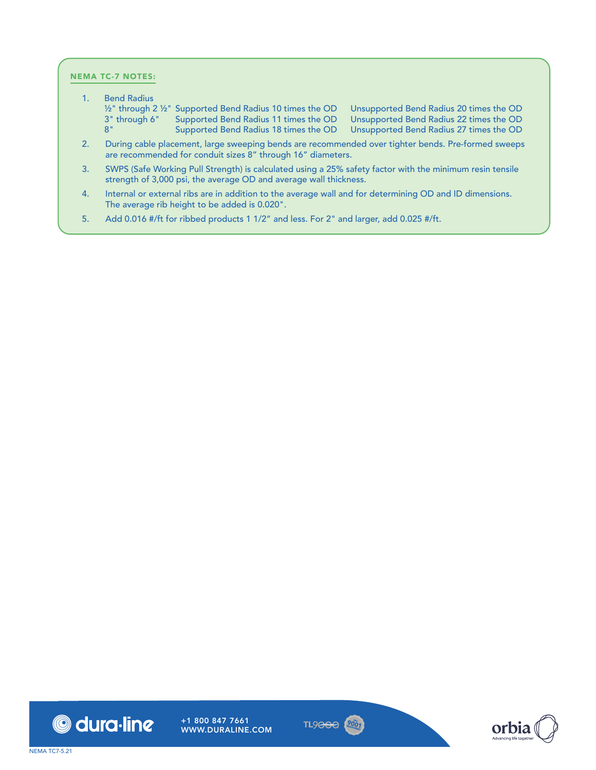## NEMA TC-7 NOTES:

1. Bend Radius

| | | |
|---|---|---|
| ½" through 2 ½" | Supported Bend Radius 10 times the OD | Unsupported Bend Radius 20 times the OD |
| 3" through 6" | Supported Bend Radius 11 times the OD | Unsupported Bend Radius 22 times the OD |
| 8" | Supported Bend Radius 18 times the OD | Unsupported Bend Radius 27 times the OD |

2. During cable placement, large sweeping bends are recommended over tighter bends. Pre-formed sweeps are recommended for conduit sizes 8" through 16" diameters.
3. SWPS (Safe Working Pull Strength) is calculated using a 25% safety factor with the minimum resin tensile strength of 3,000 psi, the average OD and average wall thickness.
4. Internal or external ribs are in addition to the average wall and for determining OD and ID dimensions. The average rib height to be added is 0.020".
5. Add 0.016 #/ft for ribbed products 1 1/2" and less. For 2" and larger, add 0.025 #/ft.

dura·line

+1 800 847 7661
WWW.DURALINE.COM

orbia
Advancing life together

NEMA TC7-5.21